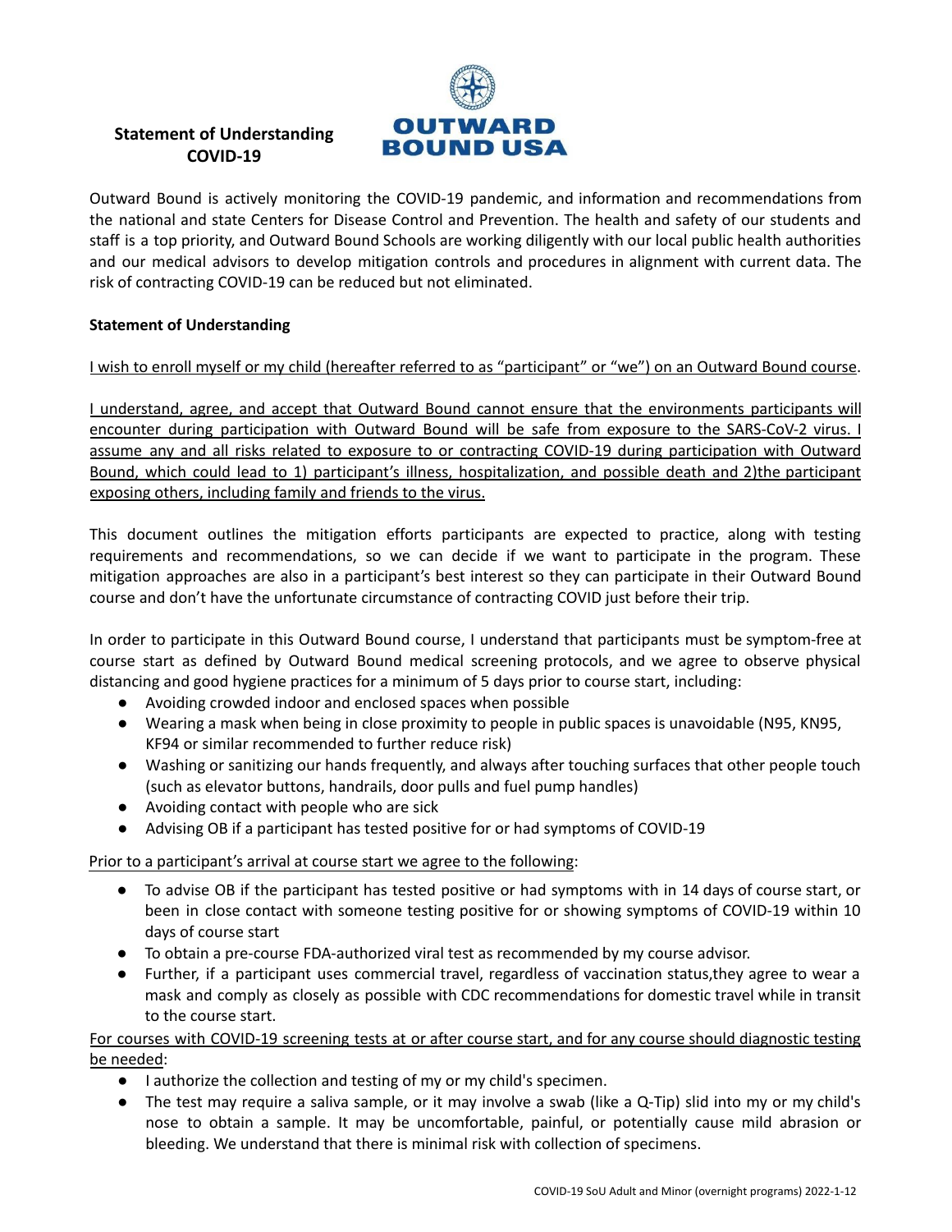# Statement of Understanding COVID-19

Outward Bound is actively monitoring the COVID-19 pandemic, and information and recommendations from the national and state Centers for Disease Control and Prevention. The health and safety of our students and staff is a top priority, and Outward Bound Schools are working diligently with our local public health authorities and our medical advisors to develop mitigation controls and procedures in alignment with current data. The risk of contracting COVID-19 can be reduced but not eliminated.

**Statement of Understanding**

<u>I wish to enroll myself or my child (hereafter referred to as "participant" or "we") on an Outward Bound course</u>.

<u>I understand, agree, and accept that Outward Bound cannot ensure that the environments participants will encounter during participation with Outward Bound will be safe from exposure to the SARS-CoV-2 virus. I assume any and all risks related to exposure to or contracting COVID-19 during participation with Outward Bound, which could lead to 1) participant's illness, hospitalization, and possible death and 2)the participant exposing others, including family and friends to the virus.</u>

This document outlines the mitigation efforts participants are expected to practice, along with testing requirements and recommendations, so we can decide if we want to participate in the program. These mitigation approaches are also in a participant's best interest so they can participate in their Outward Bound course and don't have the unfortunate circumstance of contracting COVID just before their trip.

In order to participate in this Outward Bound course, I understand that participants must be symptom-free at course start as defined by Outward Bound medical screening protocols, and we agree to observe physical distancing and good hygiene practices for a minimum of 5 days prior to course start, including:

- Avoiding crowded indoor and enclosed spaces when possible
- Wearing a mask when being in close proximity to people in public spaces is unavoidable (N95, KN95, KF94 or similar recommended to further reduce risk)
- Washing or sanitizing our hands frequently, and always after touching surfaces that other people touch (such as elevator buttons, handrails, door pulls and fuel pump handles)
- Avoiding contact with people who are sick
- Advising OB if a participant has tested positive for or had symptoms of COVID-19

<u>Prior to a participant's arrival at course start we agree to the following</u>:

- To advise OB if the participant has tested positive or had symptoms with in 14 days of course start, or been in close contact with someone testing positive for or showing symptoms of COVID-19 within 10 days of course start
- To obtain a pre-course FDA-authorized viral test as recommended by my course advisor.
- Further, if a participant uses commercial travel, regardless of vaccination status,they agree to wear a mask and comply as closely as possible with CDC recommendations for domestic travel while in transit to the course start.

<u>For courses with COVID-19 screening tests at or after course start, and for any course should diagnostic testing be needed</u>:

- I authorize the collection and testing of my or my child's specimen.
- The test may require a saliva sample, or it may involve a swab (like a Q-Tip) slid into my or my child's nose to obtain a sample. It may be uncomfortable, painful, or potentially cause mild abrasion or bleeding. We understand that there is minimal risk with collection of specimens.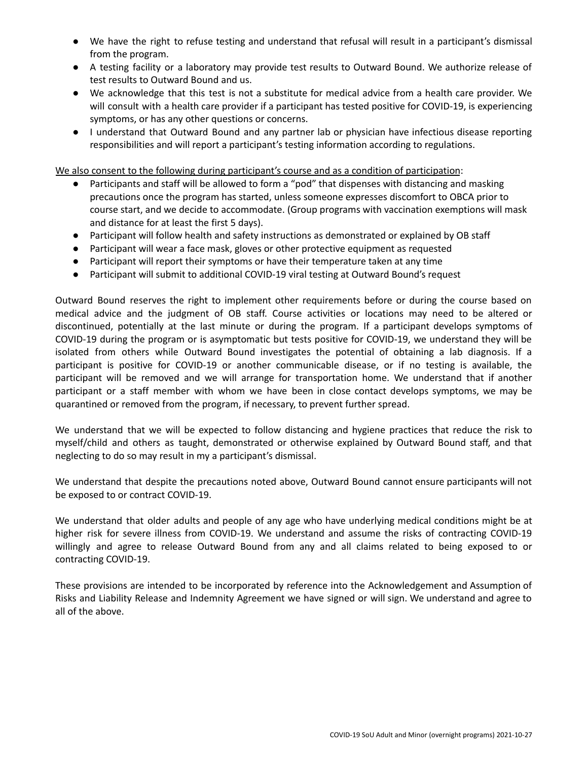- We have the right to refuse testing and understand that refusal will result in a participant's dismissal from the program.
- A testing facility or a laboratory may provide test results to Outward Bound. We authorize release of test results to Outward Bound and us.
- We acknowledge that this test is not a substitute for medical advice from a health care provider. We will consult with a health care provider if a participant has tested positive for COVID-19, is experiencing symptoms, or has any other questions or concerns.
- I understand that Outward Bound and any partner lab or physician have infectious disease reporting responsibilities and will report a participant's testing information according to regulations.

<u>We also consent to the following during participant's course and as a condition of participation</u>:

- Participants and staff will be allowed to form a "pod" that dispenses with distancing and masking precautions once the program has started, unless someone expresses discomfort to OBCA prior to course start, and we decide to accommodate. (Group programs with vaccination exemptions will mask and distance for at least the first 5 days).
- Participant will follow health and safety instructions as demonstrated or explained by OB staff
- Participant will wear a face mask, gloves or other protective equipment as requested
- Participant will report their symptoms or have their temperature taken at any time
- Participant will submit to additional COVID-19 viral testing at Outward Bound's request

Outward Bound reserves the right to implement other requirements before or during the course based on medical advice and the judgment of OB staff. Course activities or locations may need to be altered or discontinued, potentially at the last minute or during the program. If a participant develops symptoms of COVID-19 during the program or is asymptomatic but tests positive for COVID-19, we understand they will be isolated from others while Outward Bound investigates the potential of obtaining a lab diagnosis. If a participant is positive for COVID-19 or another communicable disease, or if no testing is available, the participant will be removed and we will arrange for transportation home. We understand that if another participant or a staff member with whom we have been in close contact develops symptoms, we may be quarantined or removed from the program, if necessary, to prevent further spread.

We understand that we will be expected to follow distancing and hygiene practices that reduce the risk to myself/child and others as taught, demonstrated or otherwise explained by Outward Bound staff, and that neglecting to do so may result in my a participant's dismissal.

We understand that despite the precautions noted above, Outward Bound cannot ensure participants will not be exposed to or contract COVID-19.

We understand that older adults and people of any age who have underlying medical conditions might be at higher risk for severe illness from COVID-19. We understand and assume the risks of contracting COVID-19 willingly and agree to release Outward Bound from any and all claims related to being exposed to or contracting COVID-19.

These provisions are intended to be incorporated by reference into the Acknowledgement and Assumption of Risks and Liability Release and Indemnity Agreement we have signed or will sign. We understand and agree to all of the above.